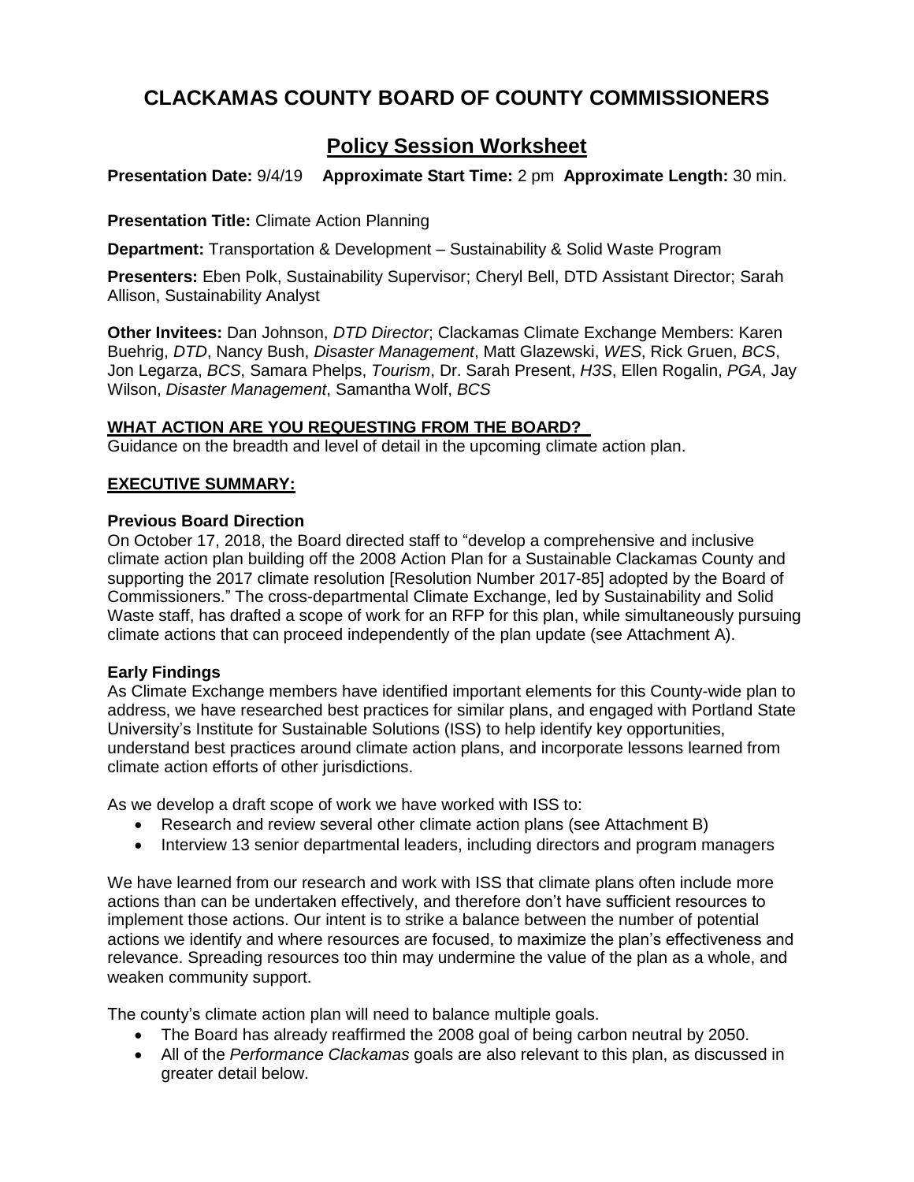# CLACKAMAS COUNTY BOARD OF COUNTY COMMISSIONERS

## Policy Session Worksheet

**Presentation Date:** 9/4/19 **Approximate Start Time:** 2 pm **Approximate Length:** 30 min.

**Presentation Title:** Climate Action Planning

**Department:** Transportation & Development – Sustainability & Solid Waste Program

**Presenters:** Eben Polk, Sustainability Supervisor; Cheryl Bell, DTD Assistant Director; Sarah Allison, Sustainability Analyst

**Other Invitees:** Dan Johnson, *DTD Director*; Clackamas Climate Exchange Members: Karen Buehrig, *DTD*, Nancy Bush, *Disaster Management*, Matt Glazewski, *WES*, Rick Gruen, *BCS*, Jon Legarza, *BCS*, Samara Phelps, *Tourism*, Dr. Sarah Present, *H3S*, Ellen Rogalin, *PGA*, Jay Wilson, *Disaster Management*, Samantha Wolf, *BCS*

**WHAT ACTION ARE YOU REQUESTING FROM THE BOARD?**

Guidance on the breadth and level of detail in the upcoming climate action plan.

**EXECUTIVE SUMMARY:**

**Previous Board Direction**

On October 17, 2018, the Board directed staff to "develop a comprehensive and inclusive climate action plan building off the 2008 Action Plan for a Sustainable Clackamas County and supporting the 2017 climate resolution [Resolution Number 2017-85] adopted by the Board of Commissioners." The cross-departmental Climate Exchange, led by Sustainability and Solid Waste staff, has drafted a scope of work for an RFP for this plan, while simultaneously pursuing climate actions that can proceed independently of the plan update (see Attachment A).

**Early Findings**

As Climate Exchange members have identified important elements for this County-wide plan to address, we have researched best practices for similar plans, and engaged with Portland State University's Institute for Sustainable Solutions (ISS) to help identify key opportunities, understand best practices around climate action plans, and incorporate lessons learned from climate action efforts of other jurisdictions.

As we develop a draft scope of work we have worked with ISS to:

- Research and review several other climate action plans (see Attachment B)
- Interview 13 senior departmental leaders, including directors and program managers

We have learned from our research and work with ISS that climate plans often include more actions than can be undertaken effectively, and therefore don't have sufficient resources to implement those actions. Our intent is to strike a balance between the number of potential actions we identify and where resources are focused, to maximize the plan's effectiveness and relevance. Spreading resources too thin may undermine the value of the plan as a whole, and weaken community support.

The county's climate action plan will need to balance multiple goals.

- The Board has already reaffirmed the 2008 goal of being carbon neutral by 2050.
- All of the *Performance Clackamas* goals are also relevant to this plan, as discussed in greater detail below.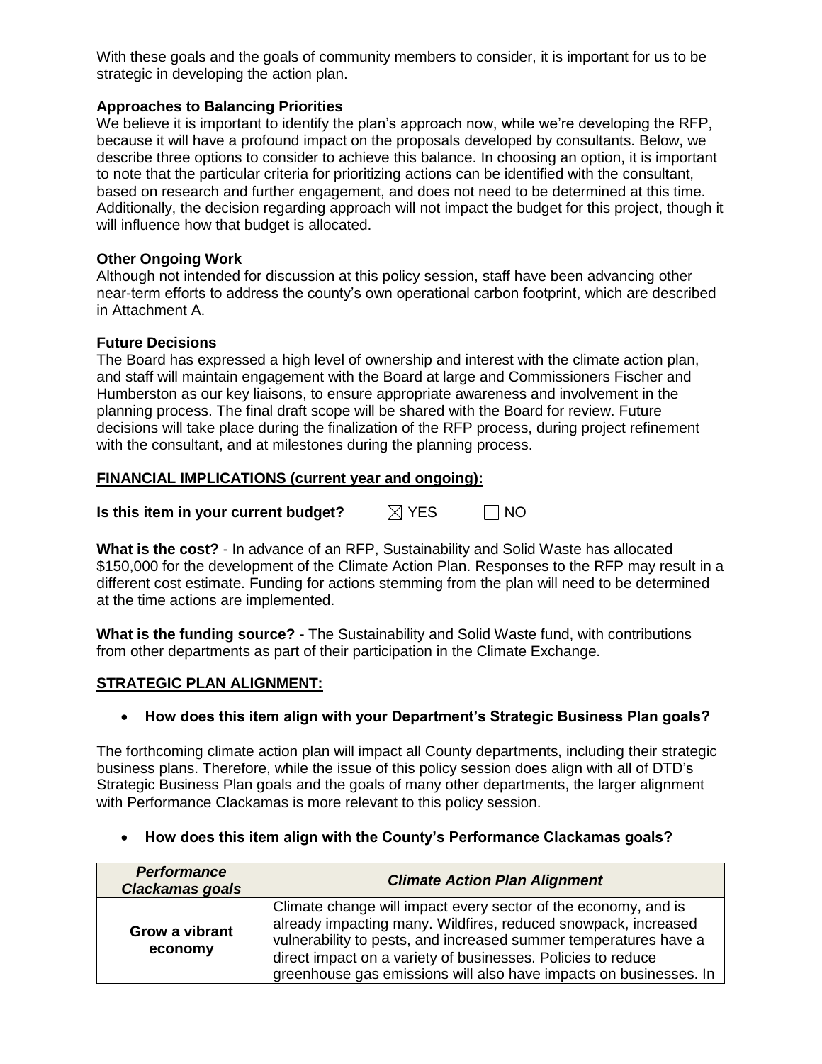With these goals and the goals of community members to consider, it is important for us to be strategic in developing the action plan.

**Approaches to Balancing Priorities**

We believe it is important to identify the plan's approach now, while we're developing the RFP, because it will have a profound impact on the proposals developed by consultants. Below, we describe three options to consider to achieve this balance. In choosing an option, it is important to note that the particular criteria for prioritizing actions can be identified with the consultant, based on research and further engagement, and does not need to be determined at this time. Additionally, the decision regarding approach will not impact the budget for this project, though it will influence how that budget is allocated.

**Other Ongoing Work**

Although not intended for discussion at this policy session, staff have been advancing other near-term efforts to address the county's own operational carbon footprint, which are described in Attachment A.

**Future Decisions**

The Board has expressed a high level of ownership and interest with the climate action plan, and staff will maintain engagement with the Board at large and Commissioners Fischer and Humberston as our key liaisons, to ensure appropriate awareness and involvement in the planning process. The final draft scope will be shared with the Board for review. Future decisions will take place during the finalization of the RFP process, during project refinement with the consultant, and at milestones during the planning process.

**FINANCIAL IMPLICATIONS (current year and ongoing):**

**Is this item in your current budget?** ☒ YES ☐ NO

**What is the cost?** - In advance of an RFP, Sustainability and Solid Waste has allocated $150,000 for the development of the Climate Action Plan. Responses to the RFP may result in a different cost estimate. Funding for actions stemming from the plan will need to be determined at the time actions are implemented.

**What is the funding source? -** The Sustainability and Solid Waste fund, with contributions from other departments as part of their participation in the Climate Exchange.

**STRATEGIC PLAN ALIGNMENT:**

- **How does this item align with your Department's Strategic Business Plan goals?**

The forthcoming climate action plan will impact all County departments, including their strategic business plans. Therefore, while the issue of this policy session does align with all of DTD's Strategic Business Plan goals and the goals of many other departments, the larger alignment with Performance Clackamas is more relevant to this policy session.

- **How does this item align with the County's Performance Clackamas goals?**

| ***Performance Clackamas goals*** | ***Climate Action Plan Alignment*** |
|---|---|
| **Grow a vibrant economy** | Climate change will impact every sector of the economy, and is already impacting many. Wildfires, reduced snowpack, increased vulnerability to pests, and increased summer temperatures have a direct impact on a variety of businesses. Policies to reduce greenhouse gas emissions will also have impacts on businesses. In |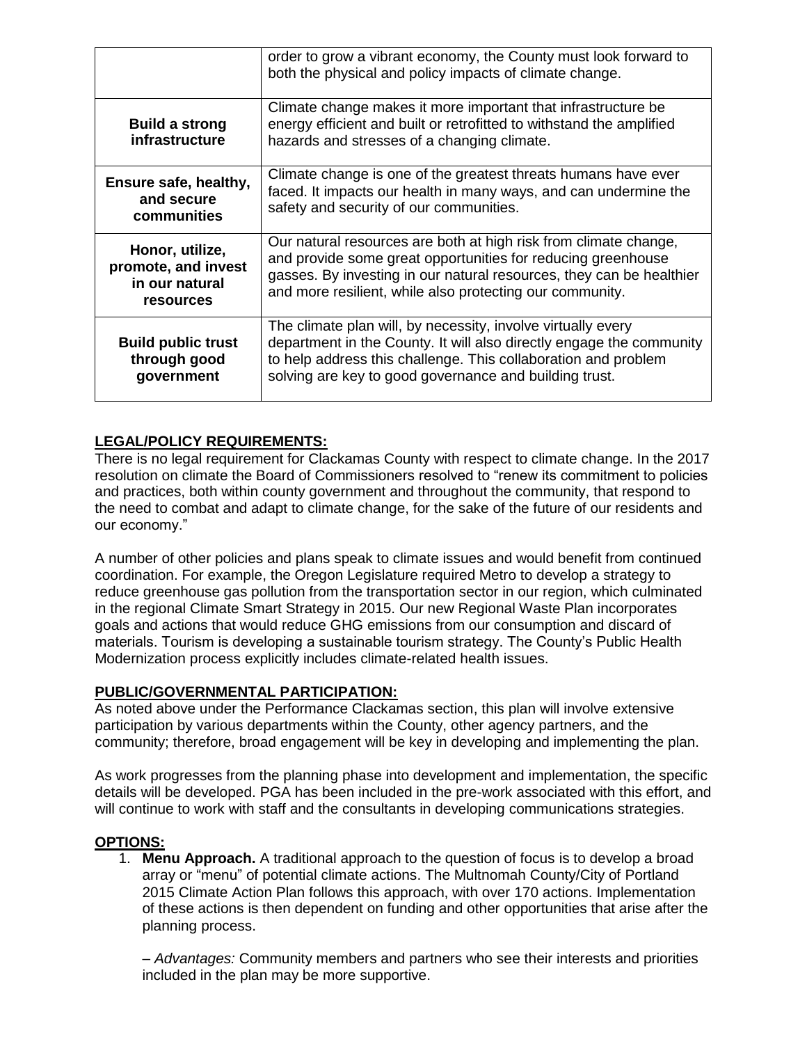| | |
|---|---|
| | order to grow a vibrant economy, the County must look forward to both the physical and policy impacts of climate change. |
| **Build a strong infrastructure** | Climate change makes it more important that infrastructure be energy efficient and built or retrofitted to withstand the amplified hazards and stresses of a changing climate. |
| **Ensure safe, healthy, and secure communities** | Climate change is one of the greatest threats humans have ever faced. It impacts our health in many ways, and can undermine the safety and security of our communities. |
| **Honor, utilize, promote, and invest in our natural resources** | Our natural resources are both at high risk from climate change, and provide some great opportunities for reducing greenhouse gasses. By investing in our natural resources, they can be healthier and more resilient, while also protecting our community. |
| **Build public trust through good government** | The climate plan will, by necessity, involve virtually every department in the County. It will also directly engage the community to help address this challenge. This collaboration and problem solving are key to good governance and building trust. |

**LEGAL/POLICY REQUIREMENTS:**

There is no legal requirement for Clackamas County with respect to climate change. In the 2017 resolution on climate the Board of Commissioners resolved to "renew its commitment to policies and practices, both within county government and throughout the community, that respond to the need to combat and adapt to climate change, for the sake of the future of our residents and our economy."

A number of other policies and plans speak to climate issues and would benefit from continued coordination. For example, the Oregon Legislature required Metro to develop a strategy to reduce greenhouse gas pollution from the transportation sector in our region, which culminated in the regional Climate Smart Strategy in 2015. Our new Regional Waste Plan incorporates goals and actions that would reduce GHG emissions from our consumption and discard of materials. Tourism is developing a sustainable tourism strategy. The County's Public Health Modernization process explicitly includes climate-related health issues.

**PUBLIC/GOVERNMENTAL PARTICIPATION:**

As noted above under the Performance Clackamas section, this plan will involve extensive participation by various departments within the County, other agency partners, and the community; therefore, broad engagement will be key in developing and implementing the plan.

As work progresses from the planning phase into development and implementation, the specific details will be developed. PGA has been included in the pre-work associated with this effort, and will continue to work with staff and the consultants in developing communications strategies.

**OPTIONS:**

1. **Menu Approach.** A traditional approach to the question of focus is to develop a broad array or "menu" of potential climate actions. The Multnomah County/City of Portland 2015 Climate Action Plan follows this approach, with over 170 actions. Implementation of these actions is then dependent on funding and other opportunities that arise after the planning process.

   – *Advantages:* Community members and partners who see their interests and priorities included in the plan may be more supportive.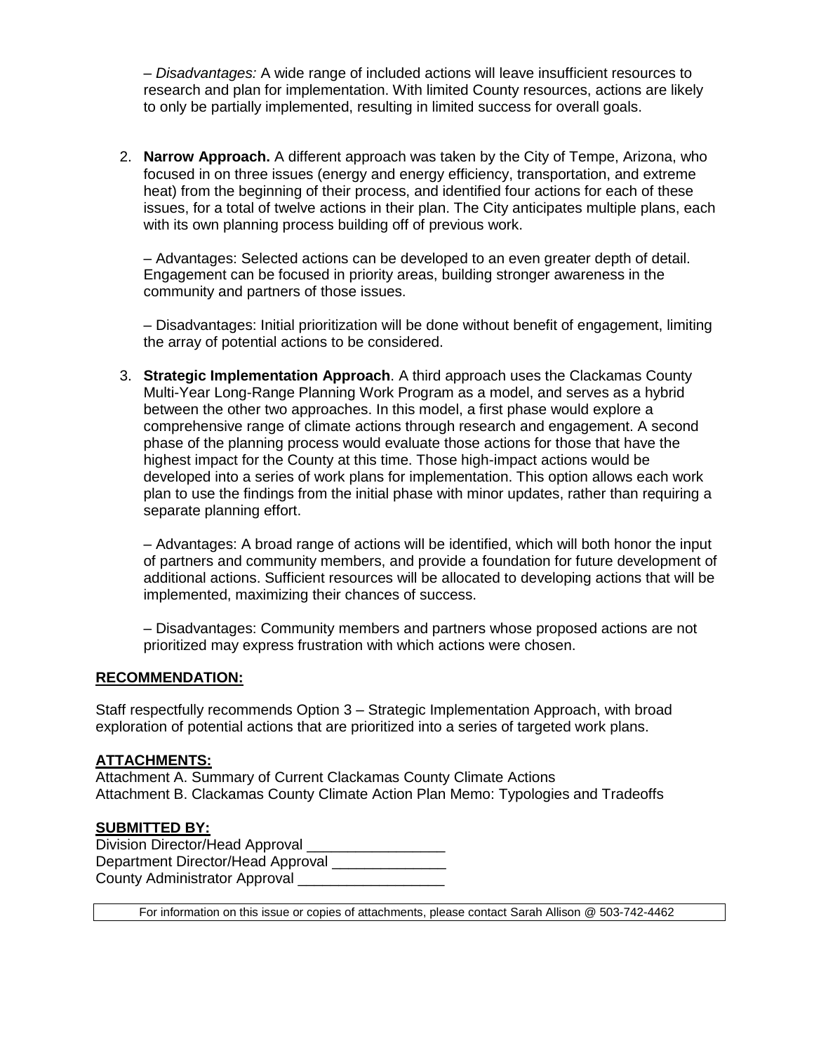– *Disadvantages:* A wide range of included actions will leave insufficient resources to research and plan for implementation. With limited County resources, actions are likely to only be partially implemented, resulting in limited success for overall goals.

2. **Narrow Approach.** A different approach was taken by the City of Tempe, Arizona, who focused in on three issues (energy and energy efficiency, transportation, and extreme heat) from the beginning of their process, and identified four actions for each of these issues, for a total of twelve actions in their plan. The City anticipates multiple plans, each with its own planning process building off of previous work.

   – Advantages: Selected actions can be developed to an even greater depth of detail. Engagement can be focused in priority areas, building stronger awareness in the community and partners of those issues.

   – Disadvantages: Initial prioritization will be done without benefit of engagement, limiting the array of potential actions to be considered.

3. **Strategic Implementation Approach**. A third approach uses the Clackamas County Multi-Year Long-Range Planning Work Program as a model, and serves as a hybrid between the other two approaches. In this model, a first phase would explore a comprehensive range of climate actions through research and engagement. A second phase of the planning process would evaluate those actions for those that have the highest impact for the County at this time. Those high-impact actions would be developed into a series of work plans for implementation. This option allows each work plan to use the findings from the initial phase with minor updates, rather than requiring a separate planning effort.

   – Advantages: A broad range of actions will be identified, which will both honor the input of partners and community members, and provide a foundation for future development of additional actions. Sufficient resources will be allocated to developing actions that will be implemented, maximizing their chances of success.

   – Disadvantages: Community members and partners whose proposed actions are not prioritized may express frustration with which actions were chosen.

## RECOMMENDATION:

Staff respectfully recommends Option 3 – Strategic Implementation Approach, with broad exploration of potential actions that are prioritized into a series of targeted work plans.

## ATTACHMENTS:

Attachment A. Summary of Current Clackamas County Climate Actions
Attachment B. Clackamas County Climate Action Plan Memo: Typologies and Tradeoffs

## SUBMITTED BY:

Division Director/Head Approval _________________
Department Director/Head Approval ______________
County Administrator Approval __________________

For information on this issue or copies of attachments, please contact Sarah Allison @ 503-742-4462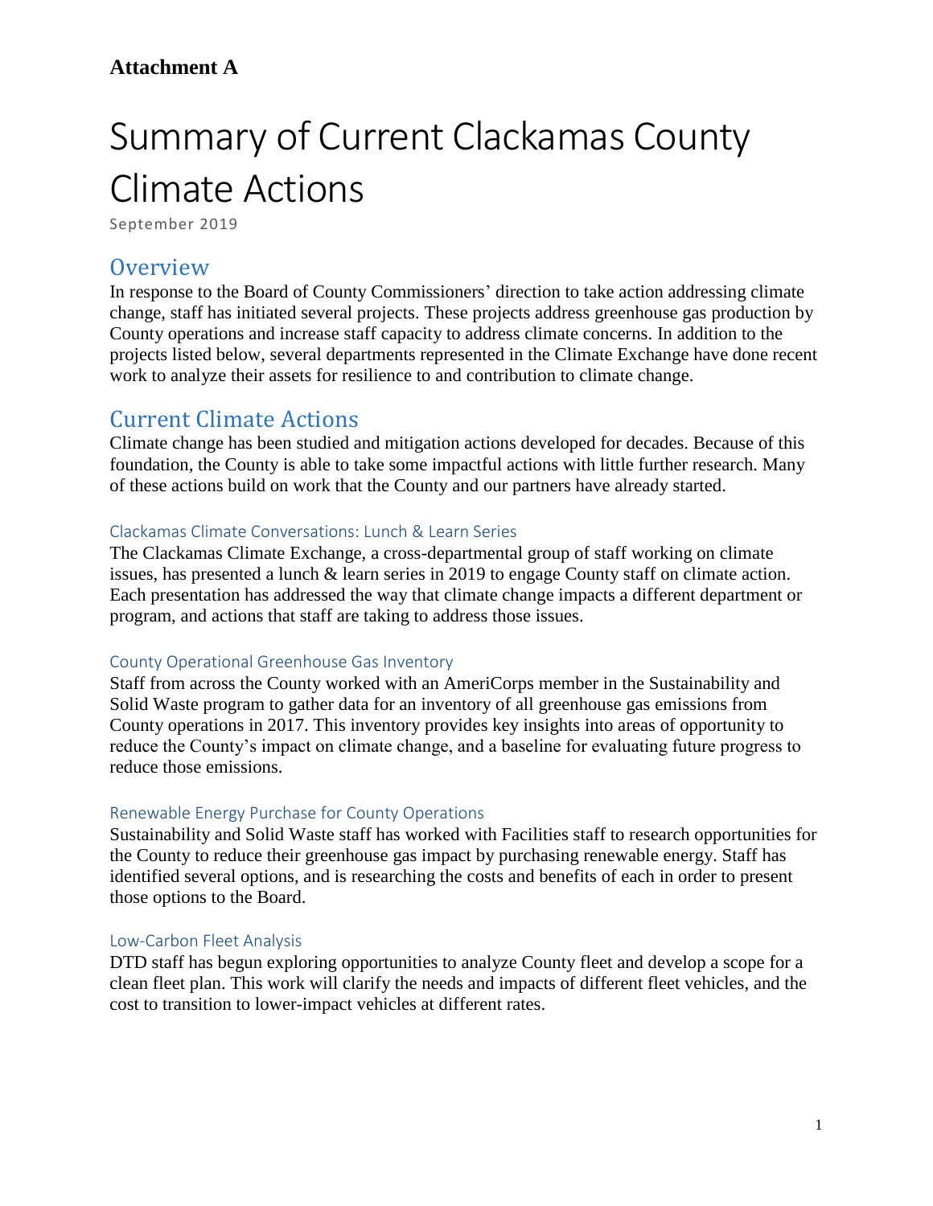**Attachment A**

# Summary of Current Clackamas County Climate Actions

September 2019

## Overview

In response to the Board of County Commissioners' direction to take action addressing climate change, staff has initiated several projects. These projects address greenhouse gas production by County operations and increase staff capacity to address climate concerns. In addition to the projects listed below, several departments represented in the Climate Exchange have done recent work to analyze their assets for resilience to and contribution to climate change.

## Current Climate Actions

Climate change has been studied and mitigation actions developed for decades. Because of this foundation, the County is able to take some impactful actions with little further research. Many of these actions build on work that the County and our partners have already started.

### Clackamas Climate Conversations: Lunch & Learn Series

The Clackamas Climate Exchange, a cross-departmental group of staff working on climate issues, has presented a lunch & learn series in 2019 to engage County staff on climate action. Each presentation has addressed the way that climate change impacts a different department or program, and actions that staff are taking to address those issues.

### County Operational Greenhouse Gas Inventory

Staff from across the County worked with an AmeriCorps member in the Sustainability and Solid Waste program to gather data for an inventory of all greenhouse gas emissions from County operations in 2017. This inventory provides key insights into areas of opportunity to reduce the County's impact on climate change, and a baseline for evaluating future progress to reduce those emissions.

### Renewable Energy Purchase for County Operations

Sustainability and Solid Waste staff has worked with Facilities staff to research opportunities for the County to reduce their greenhouse gas impact by purchasing renewable energy. Staff has identified several options, and is researching the costs and benefits of each in order to present those options to the Board.

### Low-Carbon Fleet Analysis

DTD staff has begun exploring opportunities to analyze County fleet and develop a scope for a clean fleet plan. This work will clarify the needs and impacts of different fleet vehicles, and the cost to transition to lower-impact vehicles at different rates.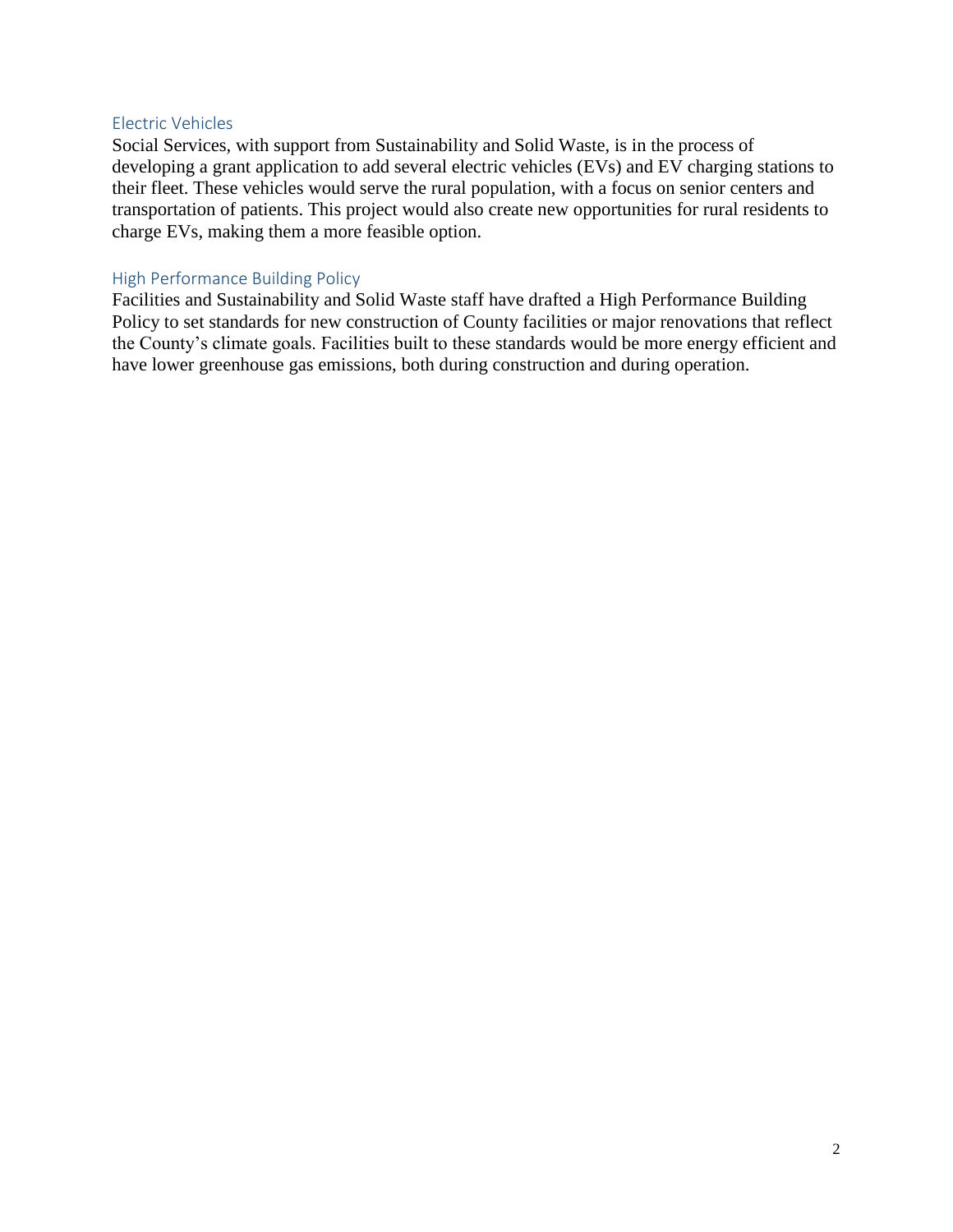### Electric Vehicles

Social Services, with support from Sustainability and Solid Waste, is in the process of developing a grant application to add several electric vehicles (EVs) and EV charging stations to their fleet. These vehicles would serve the rural population, with a focus on senior centers and transportation of patients. This project would also create new opportunities for rural residents to charge EVs, making them a more feasible option.

### High Performance Building Policy

Facilities and Sustainability and Solid Waste staff have drafted a High Performance Building Policy to set standards for new construction of County facilities or major renovations that reflect the County's climate goals. Facilities built to these standards would be more energy efficient and have lower greenhouse gas emissions, both during construction and during operation.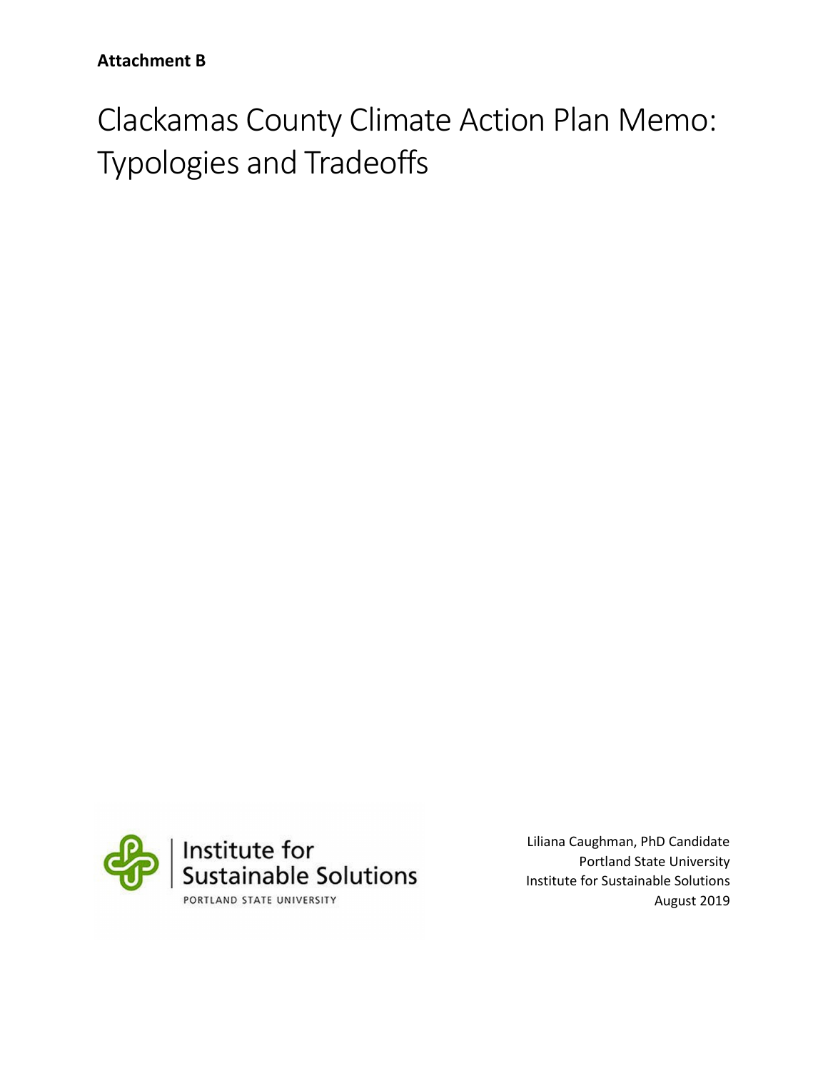**Attachment B**

# Clackamas County Climate Action Plan Memo: Typologies and Tradeoffs

Institute for Sustainable Solutions
PORTLAND STATE UNIVERSITY

Liliana Caughman, PhD Candidate
Portland State University
Institute for Sustainable Solutions
August 2019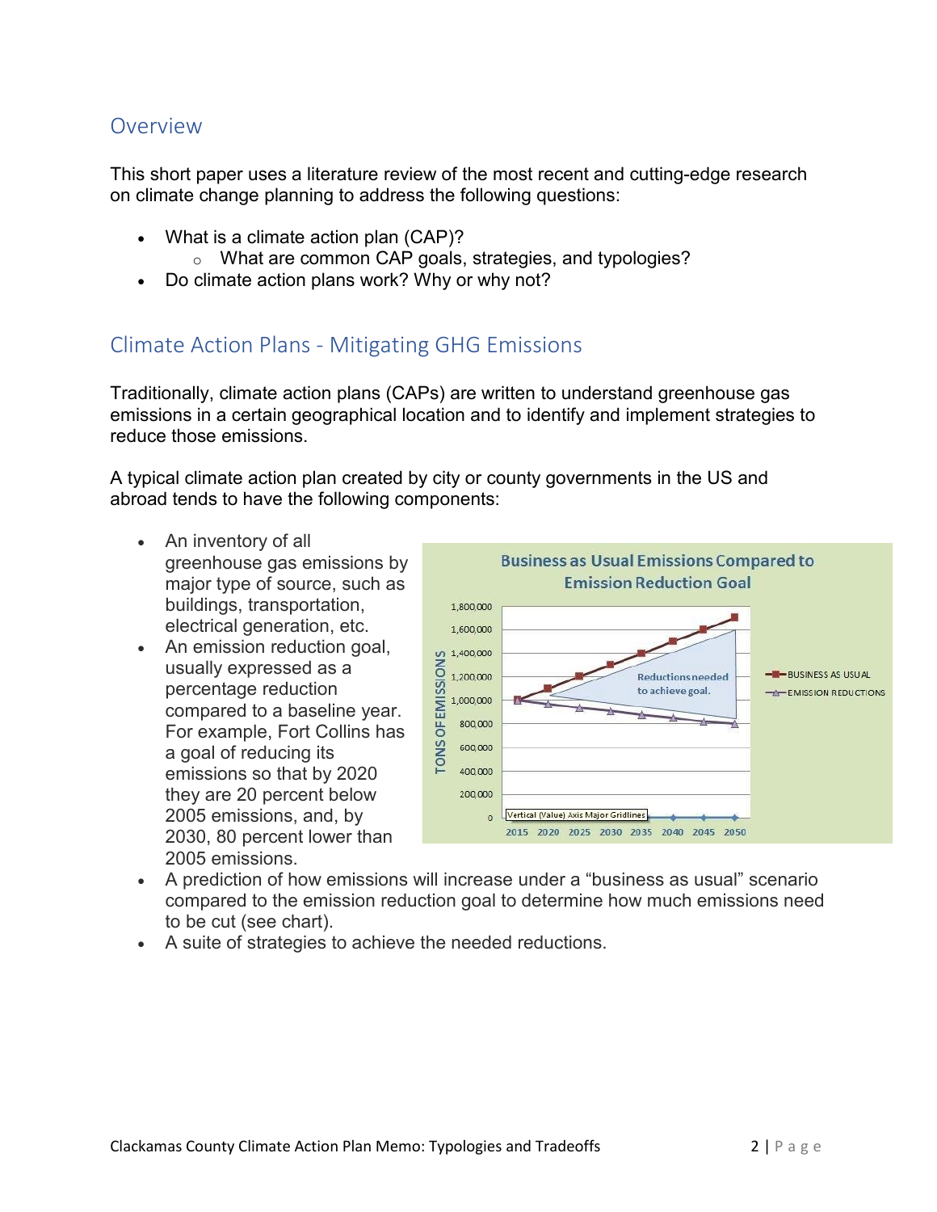## Overview

This short paper uses a literature review of the most recent and cutting-edge research on climate change planning to address the following questions:

- What is a climate action plan (CAP)?
    - What are common CAP goals, strategies, and typologies?
- Do climate action plans work? Why or why not?

## Climate Action Plans - Mitigating GHG Emissions

Traditionally, climate action plans (CAPs) are written to understand greenhouse gas emissions in a certain geographical location and to identify and implement strategies to reduce those emissions.

A typical climate action plan created by city or county governments in the US and abroad tends to have the following components:

- An inventory of all greenhouse gas emissions by major type of source, such as buildings, transportation, electrical generation, etc.
- An emission reduction goal, usually expressed as a percentage reduction compared to a baseline year. For example, Fort Collins has a goal of reducing its emissions so that by 2020 they are 20 percent below 2005 emissions, and, by 2030, 80 percent lower than 2005 emissions.
- A prediction of how emissions will increase under a "business as usual" scenario compared to the emission reduction goal to determine how much emissions need to be cut (see chart).
- A suite of strategies to achieve the needed reductions.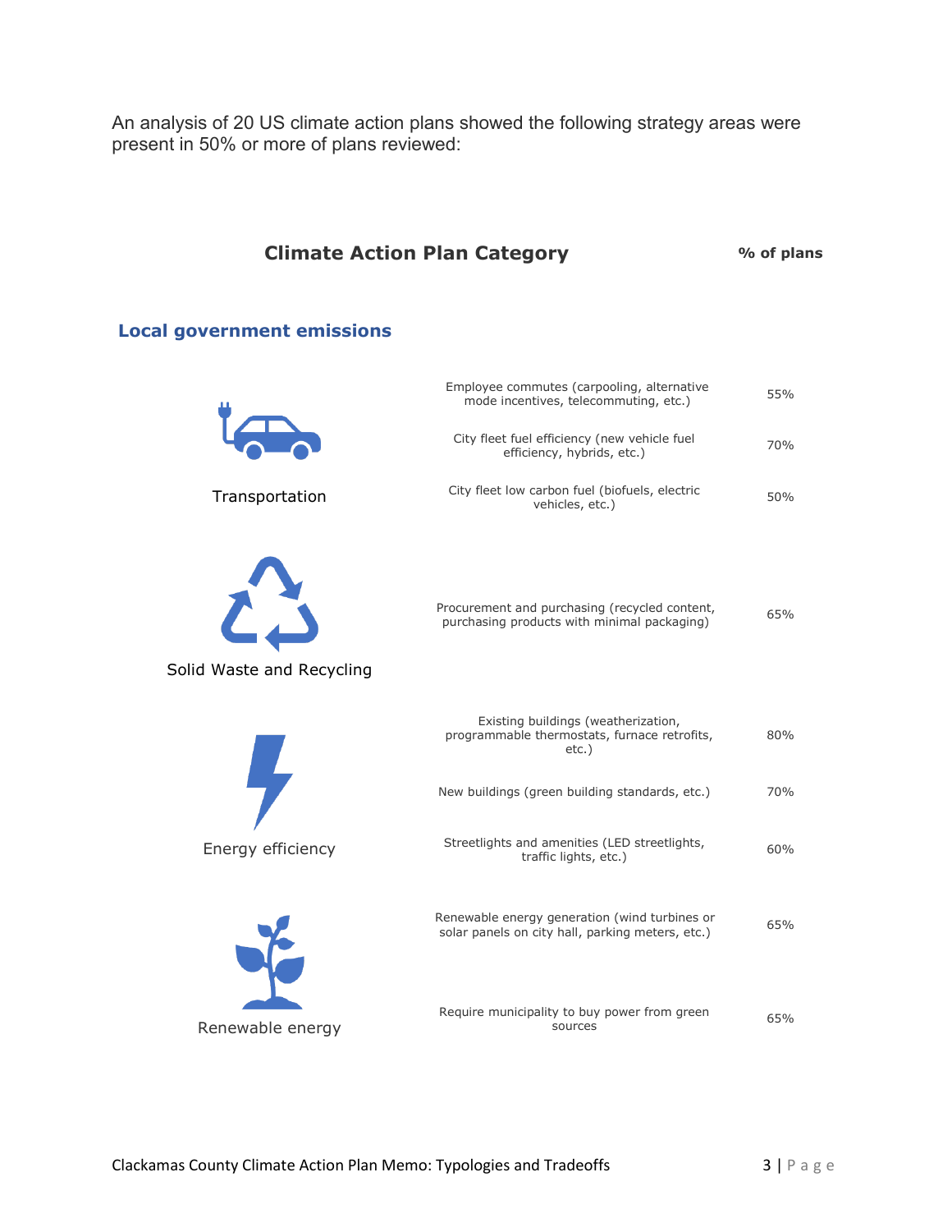An analysis of 20 US climate action plans showed the following strategy areas were present in 50% or more of plans reviewed:

## Climate Action Plan Category

### Local government emissions

| Category | Strategy | % of plans |
|---|---|---|
| Transportation | Employee commutes (carpooling, alternative mode incentives, telecommuting, etc.) | 55% |
| | City fleet fuel efficiency (new vehicle fuel efficiency, hybrids, etc.) | 70% |
| | City fleet low carbon fuel (biofuels, electric vehicles, etc.) | 50% |
| Solid Waste and Recycling | Procurement and purchasing (recycled content, purchasing products with minimal packaging) | 65% |
| Energy efficiency | Existing buildings (weatherization, programmable thermostats, furnace retrofits, etc.) | 80% |
| | New buildings (green building standards, etc.) | 70% |
| | Streetlights and amenities (LED streetlights, traffic lights, etc.) | 60% |
| Renewable energy | Renewable energy generation (wind turbines or solar panels on city hall, parking meters, etc.) | 65% |
| | Require municipality to buy power from green sources | 65% |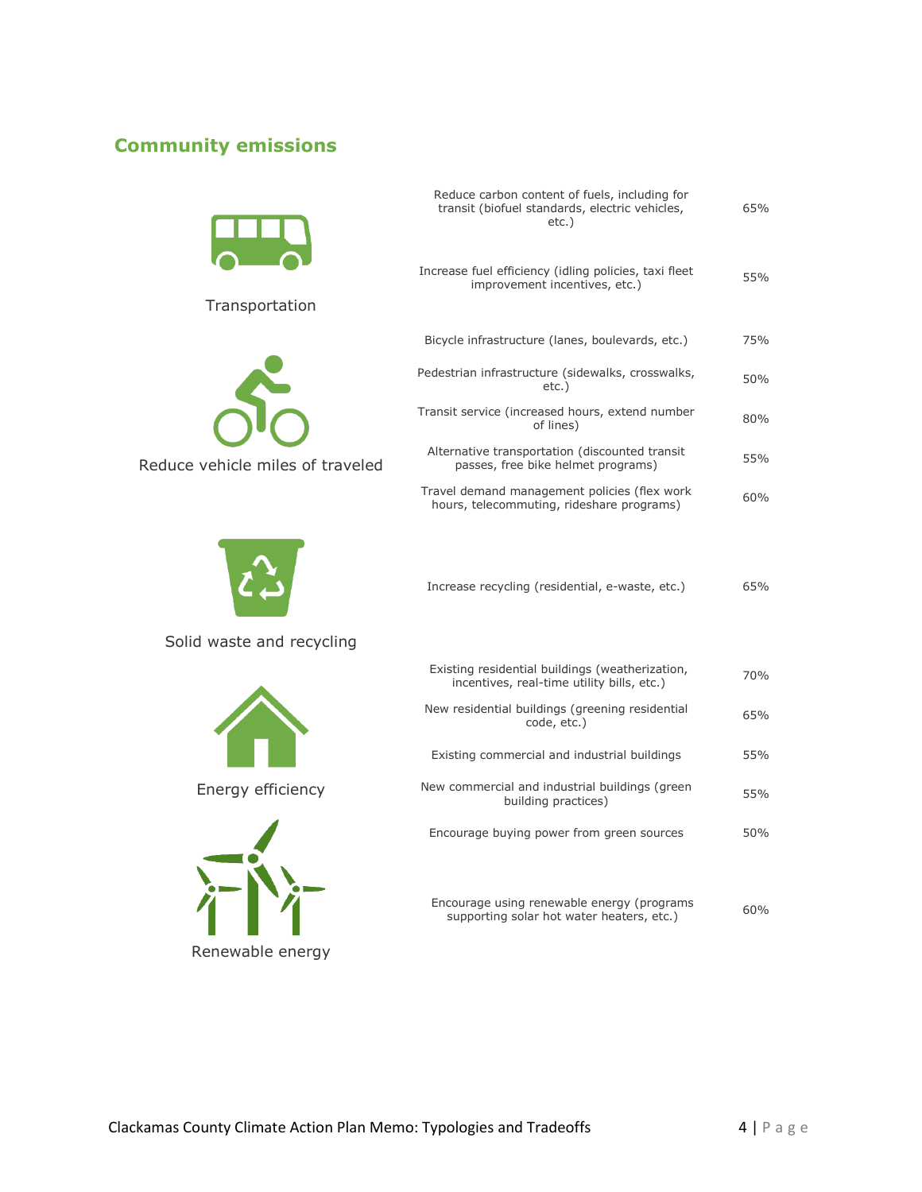## Community emissions

| Category | Strategy | Percentage |
|---|---|---|
| Transportation | Reduce carbon content of fuels, including for transit (biofuel standards, electric vehicles, etc.) | 65% |
| | Increase fuel efficiency (idling policies, taxi fleet improvement incentives, etc.) | 55% |
| Reduce vehicle miles of traveled | Bicycle infrastructure (lanes, boulevards, etc.) | 75% |
| | Pedestrian infrastructure (sidewalks, crosswalks, etc.) | 50% |
| | Transit service (increased hours, extend number of lines) | 80% |
| | Alternative transportation (discounted transit passes, free bike helmet programs) | 55% |
| | Travel demand management policies (flex work hours, telecommuting, rideshare programs) | 60% |
| Solid waste and recycling | Increase recycling (residential, e-waste, etc.) | 65% |
| Energy efficiency | Existing residential buildings (weatherization, incentives, real-time utility bills, etc.) | 70% |
| | New residential buildings (greening residential code, etc.) | 65% |
| | Existing commercial and industrial buildings | 55% |
| | New commercial and industrial buildings (green building practices) | 55% |
| Renewable energy | Encourage buying power from green sources | 50% |
| | Encourage using renewable energy (programs supporting solar hot water heaters, etc.) | 60% |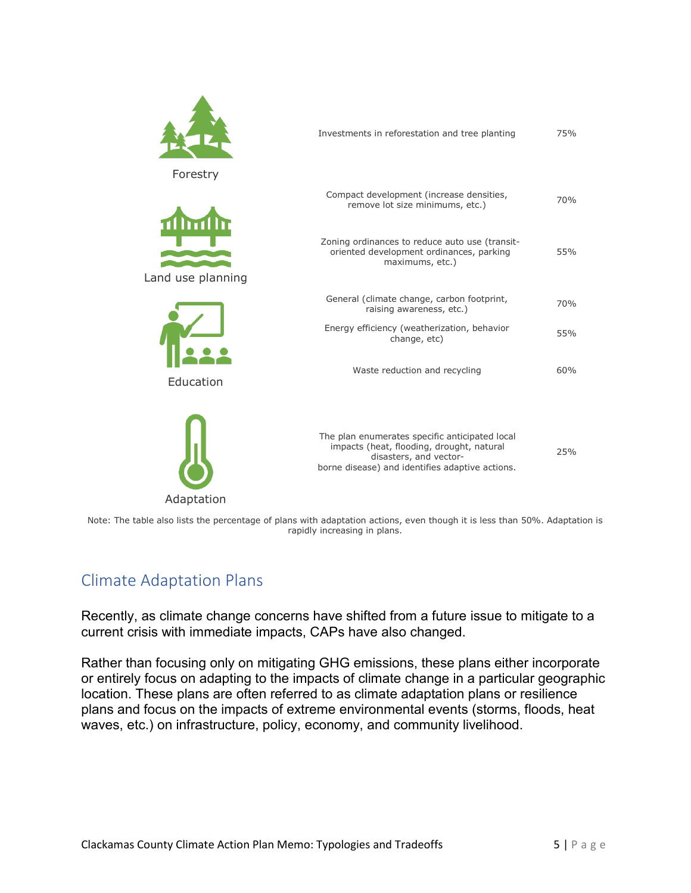| Category | Action | Percentage |
| --- | --- | --- |
| Forestry | Investments in reforestation and tree planting | 75% |
| Land use planning | Compact development (increase densities, remove lot size minimums, etc.) | 70% |
| | Zoning ordinances to reduce auto use (transit-oriented development ordinances, parking maximums, etc.) | 55% |
| Education | General (climate change, carbon footprint, raising awareness, etc.) | 70% |
| | Energy efficiency (weatherization, behavior change, etc) | 55% |
| | Waste reduction and recycling | 60% |
| Adaptation | The plan enumerates specific anticipated local impacts (heat, flooding, drought, natural disasters, and vector-borne disease) and identifies adaptive actions. | 25% |

Note: The table also lists the percentage of plans with adaptation actions, even though it is less than 50%. Adaptation is rapidly increasing in plans.

## Climate Adaptation Plans

Recently, as climate change concerns have shifted from a future issue to mitigate to a current crisis with immediate impacts, CAPs have also changed.

Rather than focusing only on mitigating GHG emissions, these plans either incorporate or entirely focus on adapting to the impacts of climate change in a particular geographic location. These plans are often referred to as climate adaptation plans or resilience plans and focus on the impacts of extreme environmental events (storms, floods, heat waves, etc.) on infrastructure, policy, economy, and community livelihood.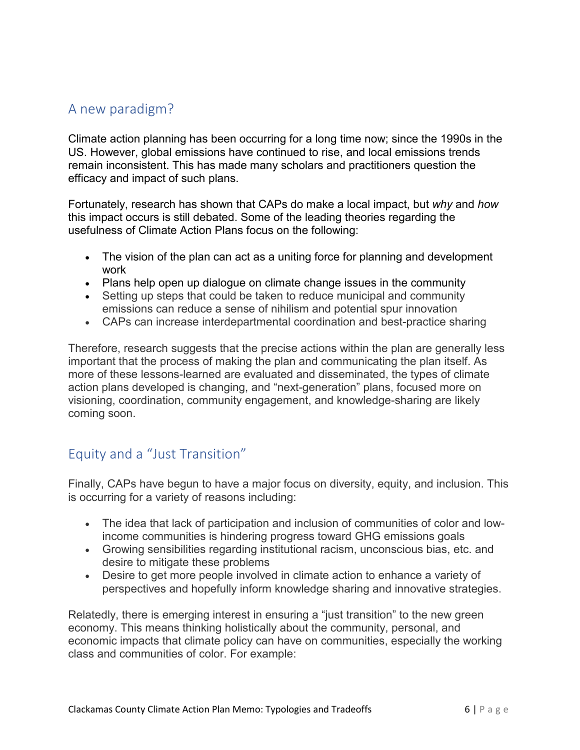## A new paradigm?

Climate action planning has been occurring for a long time now; since the 1990s in the US. However, global emissions have continued to rise, and local emissions trends remain inconsistent. This has made many scholars and practitioners question the efficacy and impact of such plans.

Fortunately, research has shown that CAPs do make a local impact, but *why* and *how* this impact occurs is still debated. Some of the leading theories regarding the usefulness of Climate Action Plans focus on the following:

- The vision of the plan can act as a uniting force for planning and development work
- Plans help open up dialogue on climate change issues in the community
- Setting up steps that could be taken to reduce municipal and community emissions can reduce a sense of nihilism and potential spur innovation
- CAPs can increase interdepartmental coordination and best-practice sharing

Therefore, research suggests that the precise actions within the plan are generally less important that the process of making the plan and communicating the plan itself. As more of these lessons-learned are evaluated and disseminated, the types of climate action plans developed is changing, and "next-generation" plans, focused more on visioning, coordination, community engagement, and knowledge-sharing are likely coming soon.

## Equity and a "Just Transition"

Finally, CAPs have begun to have a major focus on diversity, equity, and inclusion. This is occurring for a variety of reasons including:

- The idea that lack of participation and inclusion of communities of color and low-income communities is hindering progress toward GHG emissions goals
- Growing sensibilities regarding institutional racism, unconscious bias, etc. and desire to mitigate these problems
- Desire to get more people involved in climate action to enhance a variety of perspectives and hopefully inform knowledge sharing and innovative strategies.

Relatedly, there is emerging interest in ensuring a "just transition" to the new green economy. This means thinking holistically about the community, personal, and economic impacts that climate policy can have on communities, especially the working class and communities of color. For example: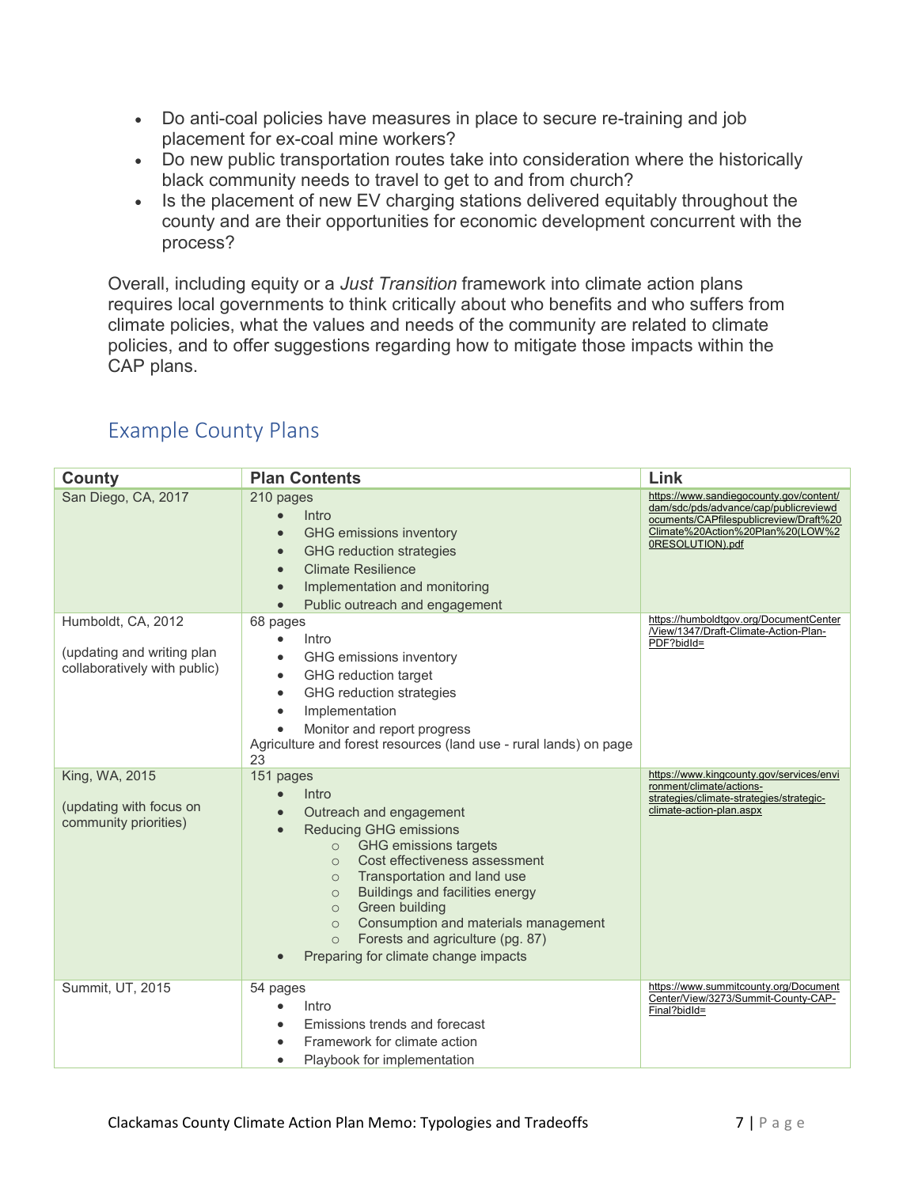- Do anti-coal policies have measures in place to secure re-training and job placement for ex-coal mine workers?
- Do new public transportation routes take into consideration where the historically black community needs to travel to get to and from church?
- Is the placement of new EV charging stations delivered equitably throughout the county and are their opportunities for economic development concurrent with the process?

Overall, including equity or a *Just Transition* framework into climate action plans requires local governments to think critically about who benefits and who suffers from climate policies, what the values and needs of the community are related to climate policies, and to offer suggestions regarding how to mitigate those impacts within the CAP plans.

## Example County Plans

| County | Plan Contents | Link |
|---|---|---|
| San Diego, CA, 2017 | 210 pages<br>• Intro<br>• GHG emissions inventory<br>• GHG reduction strategies<br>• Climate Resilience<br>• Implementation and monitoring<br>• Public outreach and engagement | https://www.sandiegocounty.gov/content/dam/sdc/pds/advance/cap/publicreviewdocuments/CAPfilespublicreview/Draft%20Climate%20Action%20Plan%20(LOW%20RESOLUTION).pdf |
| Humboldt, CA, 2012<br><br>(updating and writing plan collaboratively with public) | 68 pages<br>• Intro<br>• GHG emissions inventory<br>• GHG reduction target<br>• GHG reduction strategies<br>• Implementation<br>• Monitor and report progress<br>Agriculture and forest resources (land use - rural lands) on page 23 | https://humboldtgov.org/DocumentCenter/View/1347/Draft-Climate-Action-Plan-PDF?bidId= |
| King, WA, 2015<br><br>(updating with focus on community priorities) | 151 pages<br>• Intro<br>• Outreach and engagement<br>• Reducing GHG emissions<br>  ○ GHG emissions targets<br>  ○ Cost effectiveness assessment<br>  ○ Transportation and land use<br>  ○ Buildings and facilities energy<br>  ○ Green building<br>  ○ Consumption and materials management<br>  ○ Forests and agriculture (pg. 87)<br>• Preparing for climate change impacts | https://www.kingcounty.gov/services/environment/climate/actions-strategies/climate-strategies/strategic-climate-action-plan.aspx |
| Summit, UT, 2015 | 54 pages<br>• Intro<br>• Emissions trends and forecast<br>• Framework for climate action<br>• Playbook for implementation | https://www.summitcounty.org/DocumentCenter/View/3273/Summit-County-CAP-Final?bidId= |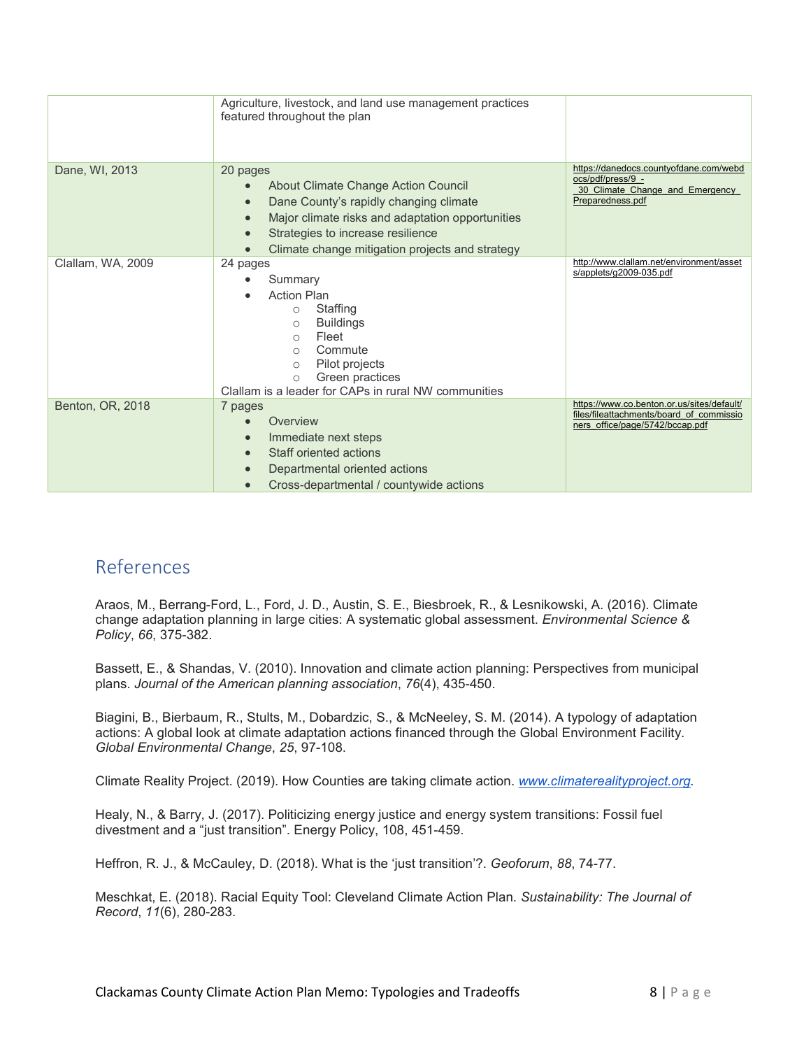| | | |
|---|---|---|
| | Agriculture, livestock, and land use management practices featured throughout the plan | |
| Dane, WI, 2013 | 20 pages<br>• About Climate Change Action Council<br>• Dane County's rapidly changing climate<br>• Major climate risks and adaptation opportunities<br>• Strategies to increase resilience<br>• Climate change mitigation projects and strategy | https://danedocs.countyofdane.com/webdocs/pdf/press/9_-_30_Climate_Change_and_Emergency_Preparedness.pdf |
| Clallam, WA, 2009 | 24 pages<br>• Summary<br>• Action Plan<br>  ○ Staffing<br>  ○ Buildings<br>  ○ Fleet<br>  ○ Commute<br>  ○ Pilot projects<br>  ○ Green practices<br>Clallam is a leader for CAPs in rural NW communities | http://www.clallam.net/environment/assets/applets/g2009-035.pdf |
| Benton, OR, 2018 | 7 pages<br>• Overview<br>• Immediate next steps<br>• Staff oriented actions<br>• Departmental oriented actions<br>• Cross-departmental / countywide actions | https://www.co.benton.or.us/sites/default/files/fileattachments/board_of_commissioners_office/page/5742/bccap.pdf |

## References

Araos, M., Berrang-Ford, L., Ford, J. D., Austin, S. E., Biesbroek, R., & Lesnikowski, A. (2016). Climate change adaptation planning in large cities: A systematic global assessment. *Environmental Science & Policy*, *66*, 375-382.

Bassett, E., & Shandas, V. (2010). Innovation and climate action planning: Perspectives from municipal plans. *Journal of the American planning association*, *76*(4), 435-450.

Biagini, B., Bierbaum, R., Stults, M., Dobardzic, S., & McNeeley, S. M. (2014). A typology of adaptation actions: A global look at climate adaptation actions financed through the Global Environment Facility. *Global Environmental Change*, *25*, 97-108.

Climate Reality Project. (2019). How Counties are taking climate action. *www.climaterealityproject.org*.

Healy, N., & Barry, J. (2017). Politicizing energy justice and energy system transitions: Fossil fuel divestment and a "just transition". Energy Policy, 108, 451-459.

Heffron, R. J., & McCauley, D. (2018). What is the 'just transition'?. *Geoforum*, *88*, 74-77.

Meschkat, E. (2018). Racial Equity Tool: Cleveland Climate Action Plan. *Sustainability: The Journal of Record*, *11*(6), 280-283.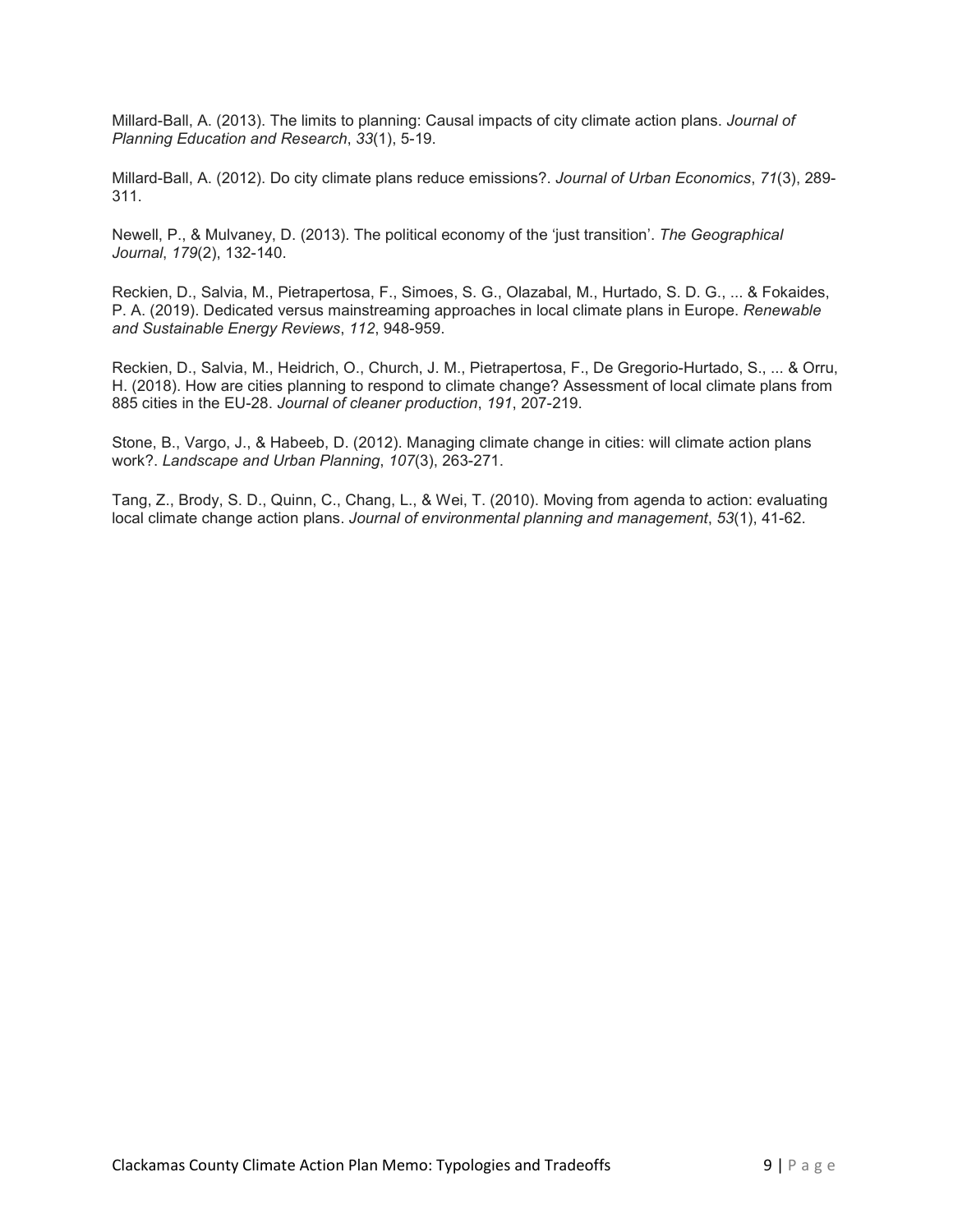Millard-Ball, A. (2013). The limits to planning: Causal impacts of city climate action plans. *Journal of Planning Education and Research*, *33*(1), 5-19.

Millard-Ball, A. (2012). Do city climate plans reduce emissions?. *Journal of Urban Economics*, *71*(3), 289-311.

Newell, P., & Mulvaney, D. (2013). The political economy of the 'just transition'. *The Geographical Journal*, *179*(2), 132-140.

Reckien, D., Salvia, M., Pietrapertosa, F., Simoes, S. G., Olazabal, M., Hurtado, S. D. G., ... & Fokaides, P. A. (2019). Dedicated versus mainstreaming approaches in local climate plans in Europe. *Renewable and Sustainable Energy Reviews*, *112*, 948-959.

Reckien, D., Salvia, M., Heidrich, O., Church, J. M., Pietrapertosa, F., De Gregorio-Hurtado, S., ... & Orru, H. (2018). How are cities planning to respond to climate change? Assessment of local climate plans from 885 cities in the EU-28. *Journal of cleaner production*, *191*, 207-219.

Stone, B., Vargo, J., & Habeeb, D. (2012). Managing climate change in cities: will climate action plans work?. *Landscape and Urban Planning*, *107*(3), 263-271.

Tang, Z., Brody, S. D., Quinn, C., Chang, L., & Wei, T. (2010). Moving from agenda to action: evaluating local climate change action plans. *Journal of environmental planning and management*, *53*(1), 41-62.